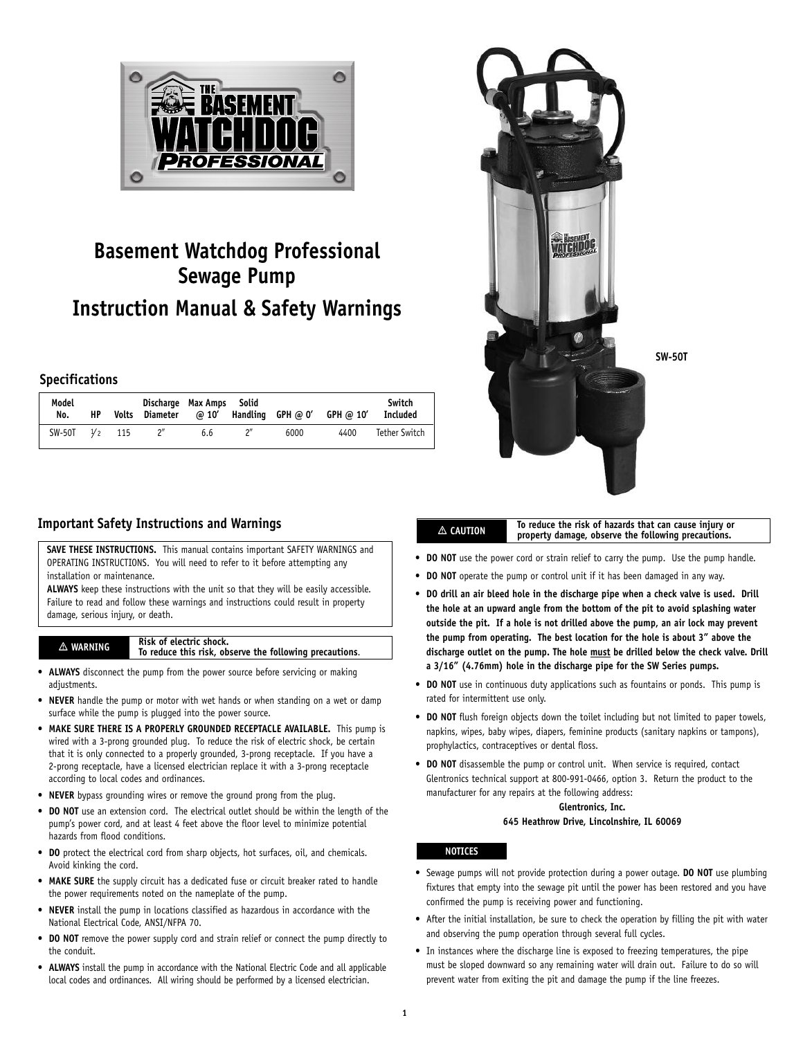# Basement Watchdog Professional Sewage Pump

# Instruction Manual & Safety Warnings

SW-50T

## Specifications

| Model No. | HP | Volts | Discharge Diameter | Max Amps @ 10′ | Solid Handling | GPH @ 0′ | GPH @ 10′ | Switch Included |
|---|---|---|---|---|---|---|---|---|
| SW-50T | 1/2 | 115 | 2″ | 6.6 | 2″ | 6000 | 4400 | Tether Switch |

## Important Safety Instructions and Warnings

**SAVE THESE INSTRUCTIONS.** This manual contains important SAFETY WARNINGS and OPERATING INSTRUCTIONS. You will need to refer to it before attempting any installation or maintenance.

**ALWAYS** keep these instructions with the unit so that they will be easily accessible. Failure to read and follow these warnings and instructions could result in property damage, serious injury, or death.

**⚠ WARNING** — **Risk of electric shock. To reduce this risk, observe the following precautions.**

- **ALWAYS** disconnect the pump from the power source before servicing or making adjustments.
- **NEVER** handle the pump or motor with wet hands or when standing on a wet or damp surface while the pump is plugged into the power source.
- **MAKE SURE THERE IS A PROPERLY GROUNDED RECEPTACLE AVAILABLE.** This pump is wired with a 3-prong grounded plug. To reduce the risk of electric shock, be certain that it is only connected to a properly grounded, 3-prong receptacle. If you have a 2-prong receptacle, have a licensed electrician replace it with a 3-prong receptacle according to local codes and ordinances.
- **NEVER** bypass grounding wires or remove the ground prong from the plug.
- **DO NOT** use an extension cord. The electrical outlet should be within the length of the pump's power cord, and at least 4 feet above the floor level to minimize potential hazards from flood conditions.
- **DO** protect the electrical cord from sharp objects, hot surfaces, oil, and chemicals. Avoid kinking the cord.
- **MAKE SURE** the supply circuit has a dedicated fuse or circuit breaker rated to handle the power requirements noted on the nameplate of the pump.
- **NEVER** install the pump in locations classified as hazardous in accordance with the National Electrical Code, ANSI/NFPA 70.
- **DO NOT** remove the power supply cord and strain relief or connect the pump directly to the conduit.
- **ALWAYS** install the pump in accordance with the National Electric Code and all applicable local codes and ordinances. All wiring should be performed by a licensed electrician.

**⚠ CAUTION** — **To reduce the risk of hazards that can cause injury or property damage, observe the following precautions.**

- **DO NOT** use the power cord or strain relief to carry the pump. Use the pump handle.
- **DO NOT** operate the pump or control unit if it has been damaged in any way.
- **DO drill an air bleed hole in the discharge pipe when a check valve is used. Drill the hole at an upward angle from the bottom of the pit to avoid splashing water outside the pit. If a hole is not drilled above the pump, an air lock may prevent the pump from operating. The best location for the hole is about 3" above the discharge outlet on the pump. The hole must be drilled below the check valve. Drill a 3/16" (4.76mm) hole in the discharge pipe for the SW Series pumps.**
- **DO NOT** use in continuous duty applications such as fountains or ponds. This pump is rated for intermittent use only.
- **DO NOT** flush foreign objects down the toilet including but not limited to paper towels, napkins, wipes, baby wipes, diapers, feminine products (sanitary napkins or tampons), prophylactics, contraceptives or dental floss.
- **DO NOT** disassemble the pump or control unit. When service is required, contact Glentronics technical support at 800-991-0466, option 3. Return the product to the manufacturer for any repairs at the following address:

  **Glentronics, Inc.**
  **645 Heathrow Drive, Lincolnshire, IL 60069**

**NOTICES**

- Sewage pumps will not provide protection during a power outage. **DO NOT** use plumbing fixtures that empty into the sewage pit until the power has been restored and you have confirmed the pump is receiving power and functioning.
- After the initial installation, be sure to check the operation by filling the pit with water and observing the pump operation through several full cycles.
- In instances where the discharge line is exposed to freezing temperatures, the pipe must be sloped downward so any remaining water will drain out. Failure to do so will prevent water from exiting the pit and damage the pump if the line freezes.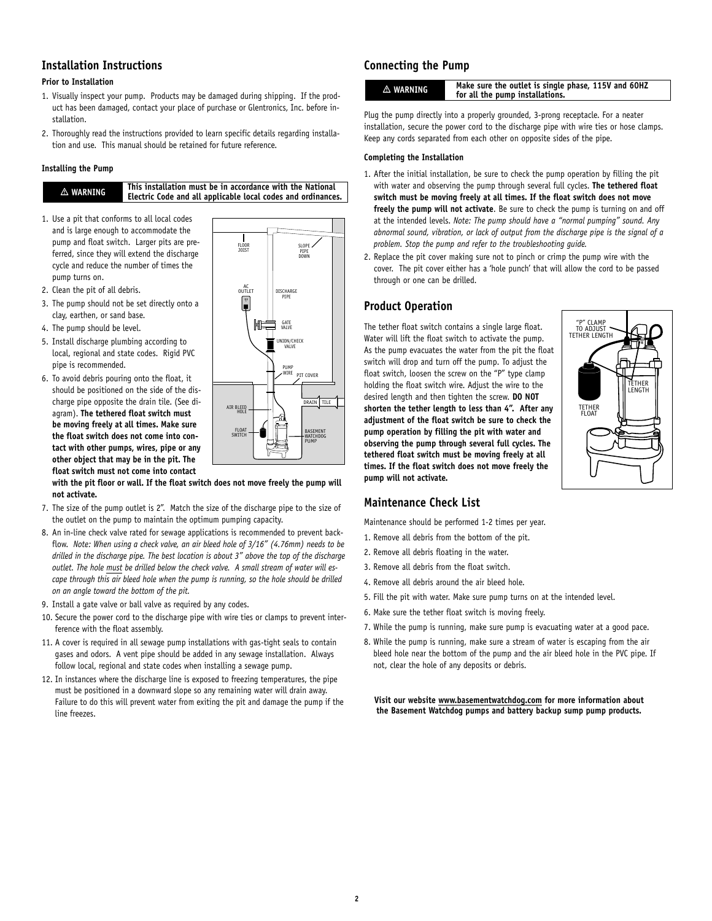## Installation Instructions

### Prior to Installation

1. Visually inspect your pump. Products may be damaged during shipping. If the product has been damaged, contact your place of purchase or Glentronics, Inc. before installation.
2. Thoroughly read the instructions provided to learn specific details regarding installation and use. This manual should be retained for future reference.

### Installing the Pump

| ⚠ WARNING | This installation must be in accordance with the National Electric Code and all applicable local codes and ordinances. |
|---|---|

1. Use a pit that conforms to all local codes and is large enough to accommodate the pump and float switch. Larger pits are preferred, since they will extend the discharge cycle and reduce the number of times the pump turns on.
2. Clean the pit of all debris.
3. The pump should not be set directly onto a clay, earthen, or sand base.
4. The pump should be level.
5. Install discharge plumbing according to local, regional and state codes. Rigid PVC pipe is recommended.
6. To avoid debris pouring onto the float, it should be positioned on the side of the discharge pipe opposite the drain tile. (See diagram). **The tethered float switch must be moving freely at all times. Make sure the float switch does not come into contact with other pumps, wires, pipe or any other object that may be in the pit. The float switch must not come into contact with the pit floor or wall. If the float switch does not move freely the pump will not activate.**
7. The size of the pump outlet is 2". Match the size of the discharge pipe to the size of the outlet on the pump to maintain the optimum pumping capacity.
8. An in-line check valve rated for sewage applications is recommended to prevent backflow. *Note: When using a check valve, an air bleed hole of 3/16" (4.76mm) needs to be drilled in the discharge pipe. The best location is about 3" above the top of the discharge outlet. The hole must be drilled below the check valve. A small stream of water will escape through this air bleed hole when the pump is running, so the hole should be drilled on an angle toward the bottom of the pit.*
9. Install a gate valve or ball valve as required by any codes.
10. Secure the power cord to the discharge pipe with wire ties or clamps to prevent interference with the float assembly.
11. A cover is required in all sewage pump installations with gas-tight seals to contain gases and odors. A vent pipe should be added in any sewage installation. Always follow local, regional and state codes when installing a sewage pump.
12. In instances where the discharge line is exposed to freezing temperatures, the pipe must be positioned in a downward slope so any remaining water will drain away. Failure to do this will prevent water from exiting the pit and damage the pump if the line freezes.

## Connecting the Pump

| ⚠ WARNING | Make sure the outlet is single phase, 115V and 60HZ for all the pump installations. |
|---|---|

Plug the pump directly into a properly grounded, 3-prong receptacle. For a neater installation, secure the power cord to the discharge pipe with wire ties or hose clamps. Keep any cords separated from each other on opposite sides of the pipe.

### Completing the Installation

1. After the initial installation, be sure to check the pump operation by filling the pit with water and observing the pump through several full cycles. **The tethered float switch must be moving freely at all times. If the float switch does not move freely the pump will not activate**. Be sure to check the pump is turning on and off at the intended levels. *Note: The pump should have a "normal pumping" sound. Any abnormal sound, vibration, or lack of output from the discharge pipe is the signal of a problem. Stop the pump and refer to the troubleshooting guide.*
2. Replace the pit cover making sure not to pinch or crimp the pump wire with the cover. The pit cover either has a 'hole punch' that will allow the cord to be passed through or one can be drilled.

## Product Operation

The tether float switch contains a single large float. Water will lift the float switch to activate the pump. As the pump evacuates the water from the pit the float switch will drop and turn off the pump. To adjust the float switch, loosen the screw on the "P" type clamp holding the float switch wire. Adjust the wire to the desired length and then tighten the screw. **DO NOT shorten the tether length to less than 4". After any adjustment of the float switch be sure to check the pump operation by filling the pit with water and observing the pump through several full cycles. The tethered float switch must be moving freely at all times. If the float switch does not move freely the pump will not activate.**

## Maintenance Check List

Maintenance should be performed 1-2 times per year.

1. Remove all debris from the bottom of the pit.
2. Remove all debris floating in the water.
3. Remove all debris from the float switch.
4. Remove all debris around the air bleed hole.
5. Fill the pit with water. Make sure pump turns on at the intended level.
6. Make sure the tether float switch is moving freely.
7. While the pump is running, make sure pump is evacuating water at a good pace.
8. While the pump is running, make sure a stream of water is escaping from the air bleed hole near the bottom of the pump and the air bleed hole in the PVC pipe. If not, clear the hole of any deposits or debris.

**Visit our website www.basementwatchdog.com for more information about the Basement Watchdog pumps and battery backup sump pump products.**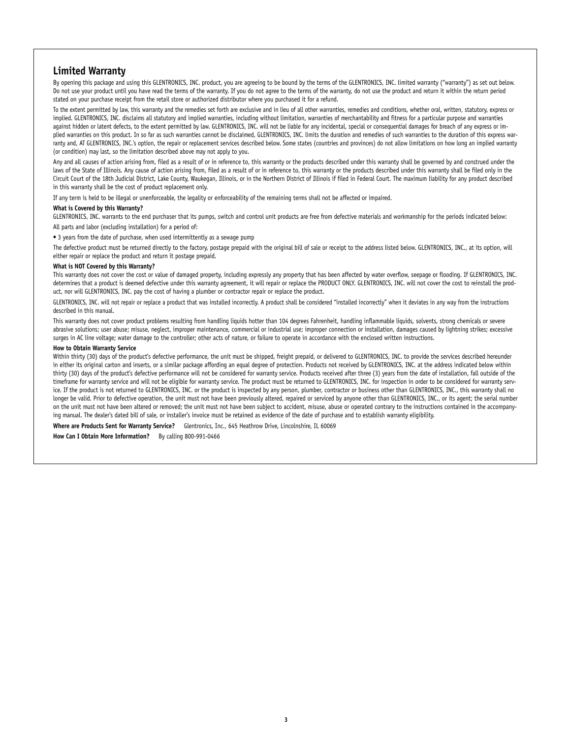## Limited Warranty

By opening this package and using this GLENTRONICS, INC. product, you are agreeing to be bound by the terms of the GLENTRONICS, INC. limited warranty ("warranty") as set out below. Do not use your product until you have read the terms of the warranty. If you do not agree to the terms of the warranty, do not use the product and return it within the return period stated on your purchase receipt from the retail store or authorized distributor where you purchased it for a refund.

To the extent permitted by law, this warranty and the remedies set forth are exclusive and in lieu of all other warranties, remedies and conditions, whether oral, written, statutory, express or implied. GLENTRONICS, INC. disclaims all statutory and implied warranties, including without limitation, warranties of merchantability and fitness for a particular purpose and warranties against hidden or latent defects, to the extent permitted by law. GLENTRONICS, INC. will not be liable for any incidental, special or consequential damages for breach of any express or implied warranties on this product. In so far as such warranties cannot be disclaimed, GLENTRONICS, INC. limits the duration and remedies of such warranties to the duration of this express warranty and, AT GLENTRONICS, INC.'s option, the repair or replacement services described below. Some states (countries and provinces) do not allow limitations on how long an implied warranty (or condition) may last, so the limitation described above may not apply to you.

Any and all causes of action arising from, filed as a result of or in reference to, this warranty or the products described under this warranty shall be governed by and construed under the laws of the State of Illinois. Any cause of action arising from, filed as a result of or in reference to, this warranty or the products described under this warranty shall be filed only in the Circuit Court of the 18th Judicial District, Lake County, Waukegan, Illinois, or in the Northern District of Illinois if filed in Federal Court. The maximum liability for any product described in this warranty shall be the cost of product replacement only.

If any term is held to be illegal or unenforceable, the legality or enforceability of the remaining terms shall not be affected or impaired.

**What is Covered by this Warranty?**

GLENTRONICS, INC. warrants to the end purchaser that its pumps, switch and control unit products are free from defective materials and workmanship for the periods indicated below:

All parts and labor (excluding installation) for a period of:

- 3 years from the date of purchase, when used intermittently as a sewage pump

The defective product must be returned directly to the factory, postage prepaid with the original bill of sale or receipt to the address listed below. GLENTRONICS, INC., at its option, will either repair or replace the product and return it postage prepaid.

**What is NOT Covered by this Warranty?**

This warranty does not cover the cost or value of damaged property, including expressly any property that has been affected by water overflow, seepage or flooding. If GLENTRONICS, INC. determines that a product is deemed defective under this warranty agreement, it will repair or replace the PRODUCT ONLY. GLENTRONICS, INC. will not cover the cost to reinstall the product, nor will GLENTRONICS, INC. pay the cost of having a plumber or contractor repair or replace the product.

GLENTRONICS, INC. will not repair or replace a product that was installed incorrectly. A product shall be considered "installed incorrectly" when it deviates in any way from the instructions described in this manual.

This warranty does not cover product problems resulting from handling liquids hotter than 104 degrees Fahrenheit, handling inflammable liquids, solvents, strong chemicals or severe abrasive solutions; user abuse; misuse, neglect, improper maintenance, commercial or industrial use; improper connection or installation, damages caused by lightning strikes; excessive surges in AC line voltage; water damage to the controller; other acts of nature, or failure to operate in accordance with the enclosed written instructions.

**How to Obtain Warranty Service**

Within thirty (30) days of the product's defective performance, the unit must be shipped, freight prepaid, or delivered to GLENTRONICS, INC. to provide the services described hereunder in either its original carton and inserts, or a similar package affording an equal degree of protection. Products not received by GLENTRONICS, INC. at the address indicated below within thirty (30) days of the product's defective performance will not be considered for warranty service. Products received after three (3) years from the date of installation, fall outside of the timeframe for warranty service and will not be eligible for warranty service. The product must be returned to GLENTRONICS, INC. for inspection in order to be considered for warranty service. If the product is not returned to GLENTRONICS, INC. or the product is inspected by any person, plumber, contractor or business other than GLENTRONICS, INC., this warranty shall no longer be valid. Prior to defective operation, the unit must not have been previously altered, repaired or serviced by anyone other than GLENTRONICS, INC., or its agent; the serial number on the unit must not have been altered or removed; the unit must not have been subject to accident, misuse, abuse or operated contrary to the instructions contained in the accompanying manual. The dealer's dated bill of sale, or installer's invoice must be retained as evidence of the date of purchase and to establish warranty eligibility.

**Where are Products Sent for Warranty Service?** Glentronics, Inc., 645 Heathrow Drive, Lincolnshire, IL 60069

**How Can I Obtain More Information?** By calling 800-991-0466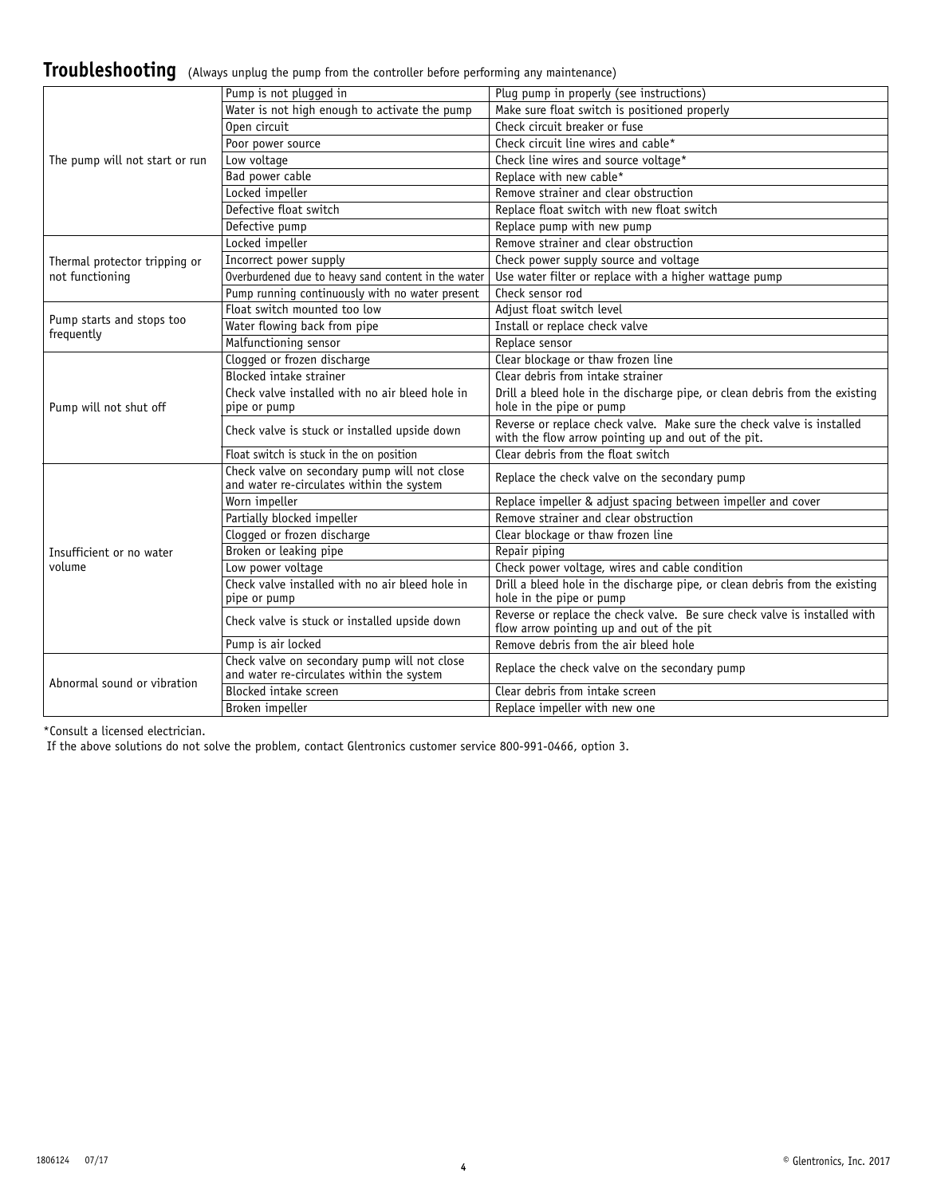## Troubleshooting (Always unplug the pump from the controller before performing any maintenance)

| | | |
|---|---|---|
| The pump will not start or run | Pump is not plugged in | Plug pump in properly (see instructions) |
| | Water is not high enough to activate the pump | Make sure float switch is positioned properly |
| | Open circuit | Check circuit breaker or fuse |
| | Poor power source | Check circuit line wires and cable* |
| | Low voltage | Check line wires and source voltage* |
| | Bad power cable | Replace with new cable* |
| | Locked impeller | Remove strainer and clear obstruction |
| | Defective float switch | Replace float switch with new float switch |
| | Defective pump | Replace pump with new pump |
| Thermal protector tripping or not functioning | Locked impeller | Remove strainer and clear obstruction |
| | Incorrect power supply | Check power supply source and voltage |
| | Overburdened due to heavy sand content in the water | Use water filter or replace with a higher wattage pump |
| | Pump running continuously with no water present | Check sensor rod |
| Pump starts and stops too frequently | Float switch mounted too low | Adjust float switch level |
| | Water flowing back from pipe | Install or replace check valve |
| | Malfunctioning sensor | Replace sensor |
| Pump will not shut off | Clogged or frozen discharge | Clear blockage or thaw frozen line |
| | Blocked intake strainer | Clear debris from intake strainer |
| | Check valve installed with no air bleed hole in pipe or pump | Drill a bleed hole in the discharge pipe, or clean debris from the existing hole in the pipe or pump |
| | Check valve is stuck or installed upside down | Reverse or replace check valve. Make sure the check valve is installed with the flow arrow pointing up and out of the pit. |
| | Float switch is stuck in the on position | Clear debris from the float switch |
| Insufficient or no water volume | Check valve on secondary pump will not close and water re-circulates within the system | Replace the check valve on the secondary pump |
| | Worn impeller | Replace impeller & adjust spacing between impeller and cover |
| | Partially blocked impeller | Remove strainer and clear obstruction |
| | Clogged or frozen discharge | Clear blockage or thaw frozen line |
| | Broken or leaking pipe | Repair piping |
| | Low power voltage | Check power voltage, wires and cable condition |
| | Check valve installed with no air bleed hole in pipe or pump | Drill a bleed hole in the discharge pipe, or clean debris from the existing hole in the pipe or pump |
| | Check valve is stuck or installed upside down | Reverse or replace the check valve. Be sure check valve is installed with flow arrow pointing up and out of the pit |
| | Pump is air locked | Remove debris from the air bleed hole |
| Abnormal sound or vibration | Check valve on secondary pump will not close and water re-circulates within the system | Replace the check valve on the secondary pump |
| | Blocked intake screen | Clear debris from intake screen |
| | Broken impeller | Replace impeller with new one |

*Consult a licensed electrician.

If the above solutions do not solve the problem, contact Glentronics customer service 800-991-0466, option 3.

1806124 07/17

© Glentronics, Inc. 2017